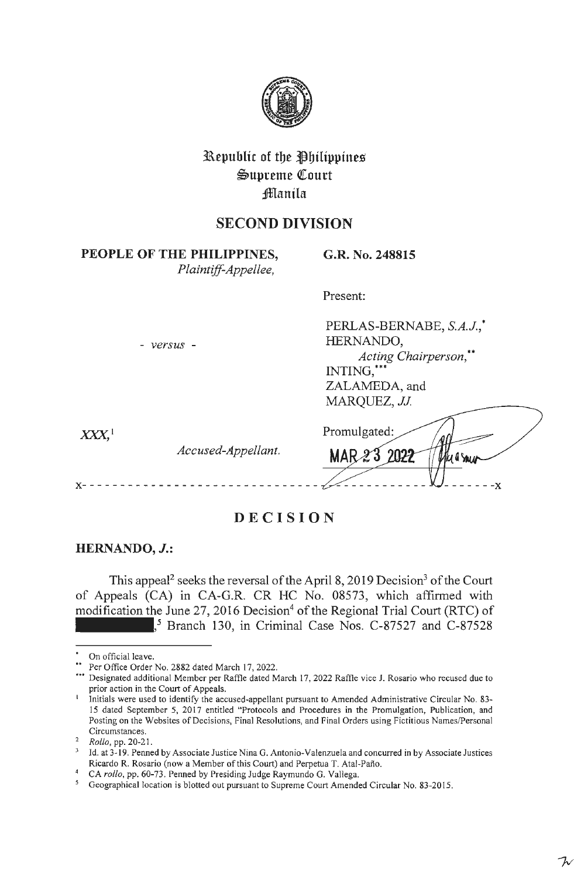Republic of the Philippines
Supreme Court
Manila

## SECOND DIVISION

**PEOPLE OF THE PHILIPPINES,**
*Plaintiff-Appellee,*

**G.R. No. 248815**

Present:

\- *versus* -

PERLAS-BERNABE, *S.A.J.*,*
HERNANDO,
*Acting Chairperson*,**
INTING,***
ZALAMEDA, and
MARQUEZ, *JJ.*

*XXX*,[1]
*Accused-Appellant.*

Promulgated:
**MAR 23 2022**

x- - - - - - - - - - - - - - - - - - - - - - - - - - - - - - - - - - - - - - - - - - - -x

# DECISION

**HERNANDO, *J.*:**

This appeal[2] seeks the reversal of the April 8, 2019 Decision[3] of the Court of Appeals (CA) in CA-G.R. CR HC No. 08573, which affirmed with modification the June 27, 2016 Decision[4] of the Regional Trial Court (RTC) of ████████,[5] Branch 130, in Criminal Case Nos. C-87527 and C-87528

---

\* On official leave.

\** Per Office Order No. 2882 dated March 17, 2022.

\*** Designated additional Member per Raffle dated March 17, 2022 Raffle vice J. Rosario who recused due to prior action in the Court of Appeals.

[1] Initials were used to identify the accused-appellant pursuant to Amended Administrative Circular No. 83-15 dated September 5, 2017 entitled "Protocols and Procedures in the Promulgation, Publication, and Posting on the Websites of Decisions, Final Resolutions, and Final Orders using Fictitious Names/Personal Circumstances.

[2] *Rollo*, pp. 20-21.

[3] Id. at 3-19. Penned by Associate Justice Nina G. Antonio-Valenzuela and concurred in by Associate Justices Ricardo R. Rosario (now a Member of this Court) and Perpetua T. Atal-Paño.

[4] CA *rollo*, pp. 60-73. Penned by Presiding Judge Raymundo G. Vallega.

[5] Geographical location is blotted out pursuant to Supreme Court Amended Circular No. 83-2015.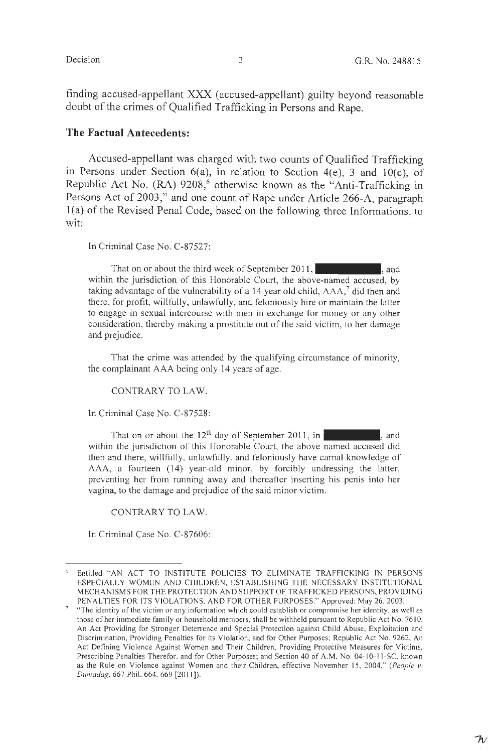finding accused-appellant XXX (accused-appellant) guilty beyond reasonable doubt of the crimes of Qualified Trafficking in Persons and Rape.

## The Factual Antecedents:

Accused-appellant was charged with two counts of Qualified Trafficking in Persons under Section 6(a), in relation to Section 4(e), 3 and 10(c), of Republic Act No. (RA) 9208,[6] otherwise known as the "Anti-Trafficking in Persons Act of 2003," and one count of Rape under Article 266-A, paragraph 1(a) of the Revised Penal Code, based on the following three Informations, to wit:

In Criminal Case No. C-87527:

That on or about the third week of September 2011, ██████████, and within the jurisdiction of this Honorable Court, the above-named accused, by taking advantage of the vulnerability of a 14 year old child, AAA,[7] did then and there, for profit, willfully, unlawfully, and feloniously hire or maintain the latter to engage in sexual intercourse with men in exchange for money or any other consideration, thereby making a prostitute out of the said victim, to her damage and prejudice.

That the crime was attended by the qualifying circumstance of minority, the complainant AAA being only 14 years of age.

CONTRARY TO LAW.

In Criminal Case No. C-87528:

That on or about the 12th day of September 2011, in ██████████, and within the jurisdiction of this Honorable Court, the above named accused did then and there, willfully, unlawfully, and feloniously have carnal knowledge of AAA, a fourteen (14) year-old minor, by forcibly undressing the latter, preventing her from running away and thereafter inserting his penis into her vagina, to the damage and prejudice of the said minor victim.

CONTRARY TO LAW.

In Criminal Case No. C-87606:

---

[6] Entitled "AN ACT TO INSTITUTE POLICIES TO ELIMINATE TRAFFICKING IN PERSONS ESPECIALLY WOMEN AND CHILDREN, ESTABLISHING THE NECESSARY INSTITUTIONAL MECHANISMS FOR THE PROTECTION AND SUPPORT OF TRAFFICKED PERSONS, PROVIDING PENALTIES FOR ITS VIOLATIONS, AND FOR OTHER PURPOSES." Approved: May 26, 2003.

[7] "The identity of the victim or any information which could establish or compromise her identity, as well as those of her immediate family or household members, shall be withheld pursuant to Republic Act No. 7610, An Act Providing for Stronger Deterrence and Special Protection against Child Abuse, Exploitation and Discrimination, Providing Penalties for its Violation, and for Other Purposes; Republic Act No. 9262, An Act Defining Violence Against Women and Their Children, Providing Protective Measures for Victims, Prescribing Penalties Therefor, and for Other Purposes; and Section 40 of A.M. No. 04-10-11-SC, known as the Rule on Violence against Women and their Children, effective November 15, 2004." (*People v. Dumadag*, 667 Phil. 664, 669 [2011]).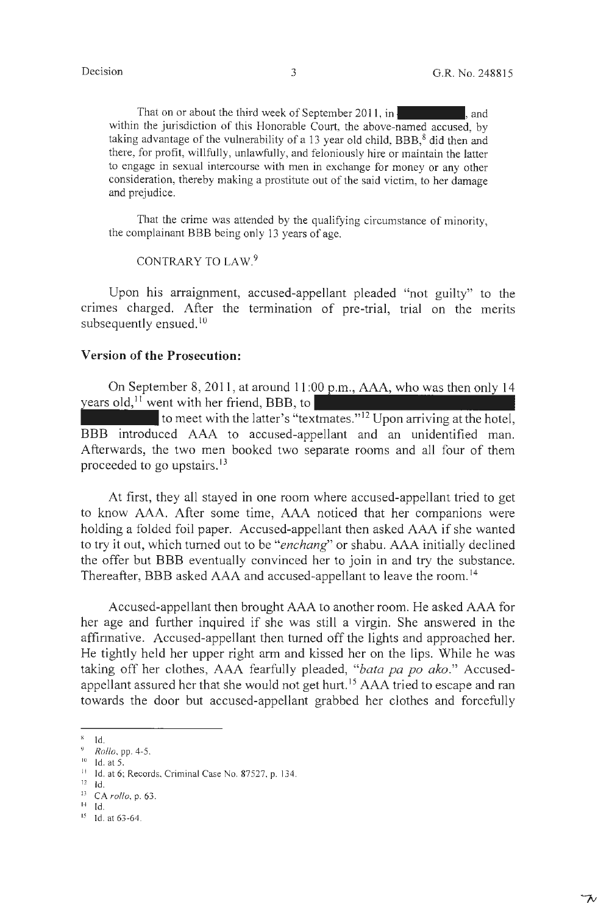That on or about the third week of September 2011, in ██████████, and within the jurisdiction of this Honorable Court, the above-named accused, by taking advantage of the vulnerability of a 13 year old child, BBB,[8] did then and there, for profit, willfully, unlawfully, and feloniously hire or maintain the latter to engage in sexual intercourse with men in exchange for money or any other consideration, thereby making a prostitute out of the said victim, to her damage and prejudice.

That the crime was attended by the qualifying circumstance of minority, the complainant BBB being only 13 years of age.

CONTRARY TO LAW.[9]

Upon his arraignment, accused-appellant pleaded "not guilty" to the crimes charged. After the termination of pre-trial, trial on the merits subsequently ensued.[10]

**Version of the Prosecution:**

On September 8, 2011, at around 11:00 p.m., AAA, who was then only 14 years old,[11] went with her friend, BBB, to ██████████████████████ ██████████ to meet with the latter's "textmates."[12] Upon arriving at the hotel, BBB introduced AAA to accused-appellant and an unidentified man. Afterwards, the two men booked two separate rooms and all four of them proceeded to go upstairs.[13]

At first, they all stayed in one room where accused-appellant tried to get to know AAA. After some time, AAA noticed that her companions were holding a folded foil paper. Accused-appellant then asked AAA if she wanted to try it out, which turned out to be "*enchang*" or shabu. AAA initially declined the offer but BBB eventually convinced her to join in and try the substance. Thereafter, BBB asked AAA and accused-appellant to leave the room.[14]

Accused-appellant then brought AAA to another room. He asked AAA for her age and further inquired if she was still a virgin. She answered in the affirmative. Accused-appellant then turned off the lights and approached her. He tightly held her upper right arm and kissed her on the lips. While he was taking off her clothes, AAA fearfully pleaded, "*bata pa po ako*." Accused-appellant assured her that she would not get hurt.[15] AAA tried to escape and ran towards the door but accused-appellant grabbed her clothes and forcefully

---

[8] Id.

[9] *Rollo*, pp. 4-5.

[10] Id. at 5.

[11] Id. at 6; Records, Criminal Case No. 87527, p. 134.

[12] Id.

[13] CA *rollo*, p. 63.

[14] Id.

[15] Id. at 63-64.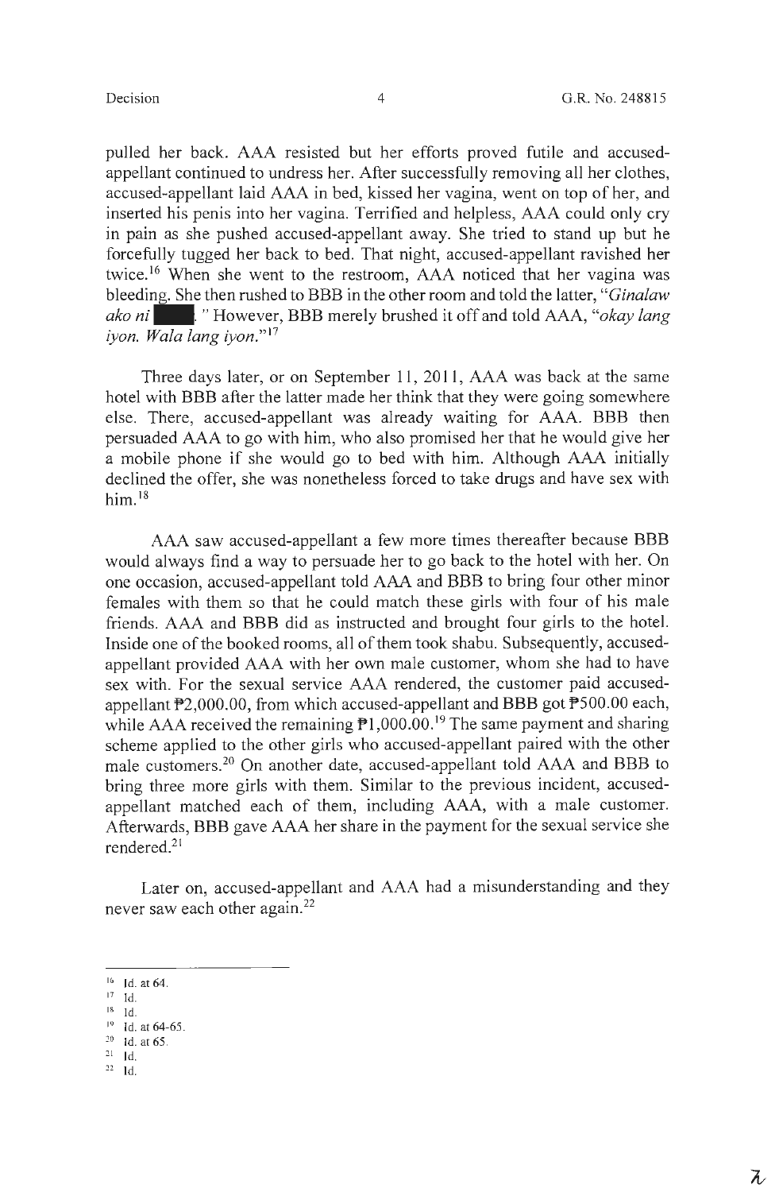pulled her back. AAA resisted but her efforts proved futile and accused-appellant continued to undress her. After successfully removing all her clothes, accused-appellant laid AAA in bed, kissed her vagina, went on top of her, and inserted his penis into her vagina. Terrified and helpless, AAA could only cry in pain as she pushed accused-appellant away. She tried to stand up but he forcefully tugged her back to bed. That night, accused-appellant ravished her twice.[16] When she went to the restroom, AAA noticed that her vagina was bleeding. She then rushed to BBB in the other room and told the latter, "*Ginalaw ako ni* ████." However, BBB merely brushed it off and told AAA, "*okay lang iyon. Wala lang iyon.*"[17]

Three days later, or on September 11, 2011, AAA was back at the same hotel with BBB after the latter made her think that they were going somewhere else. There, accused-appellant was already waiting for AAA. BBB then persuaded AAA to go with him, who also promised her that he would give her a mobile phone if she would go to bed with him. Although AAA initially declined the offer, she was nonetheless forced to take drugs and have sex with him.[18]

AAA saw accused-appellant a few more times thereafter because BBB would always find a way to persuade her to go back to the hotel with her. On one occasion, accused-appellant told AAA and BBB to bring four other minor females with them so that he could match these girls with four of his male friends. AAA and BBB did as instructed and brought four girls to the hotel. Inside one of the booked rooms, all of them took shabu. Subsequently, accused-appellant provided AAA with her own male customer, whom she had to have sex with. For the sexual service AAA rendered, the customer paid accused-appellant ₱2,000.00, from which accused-appellant and BBB got ₱500.00 each, while AAA received the remaining ₱1,000.00.[19] The same payment and sharing scheme applied to the other girls who accused-appellant paired with the other male customers.[20] On another date, accused-appellant told AAA and BBB to bring three more girls with them. Similar to the previous incident, accused-appellant matched each of them, including AAA, with a male customer. Afterwards, BBB gave AAA her share in the payment for the sexual service she rendered.[21]

Later on, accused-appellant and AAA had a misunderstanding and they never saw each other again.[22]

---

[16] Id. at 64.
[17] Id.
[18] Id.
[19] Id. at 64-65.
[20] Id. at 65.
[21] Id.
[22] Id.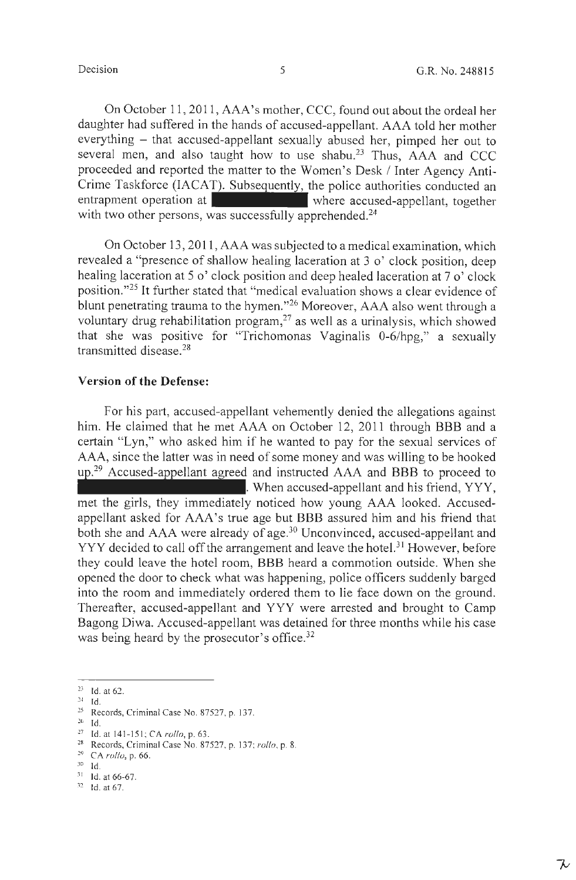On October 11, 2011, AAA's mother, CCC, found out about the ordeal her daughter had suffered in the hands of accused-appellant. AAA told her mother everything – that accused-appellant sexually abused her, pimped her out to several men, and also taught how to use shabu.[23] Thus, AAA and CCC proceeded and reported the matter to the Women's Desk / Inter Agency Anti-Crime Taskforce (IACAT). Subsequently, the police authorities conducted an entrapment operation at [redacted] where accused-appellant, together with two other persons, was successfully apprehended.[24]

On October 13, 2011, AAA was subjected to a medical examination, which revealed a "presence of shallow healing laceration at 3 o' clock position, deep healing laceration at 5 o' clock position and deep healed laceration at 7 o' clock position."[25] It further stated that "medical evaluation shows a clear evidence of blunt penetrating trauma to the hymen."[26] Moreover, AAA also went through a voluntary drug rehabilitation program,[27] as well as a urinalysis, which showed that she was positive for "Trichomonas Vaginalis 0-6/hpg," a sexually transmitted disease.[28]

**Version of the Defense:**

For his part, accused-appellant vehemently denied the allegations against him. He claimed that he met AAA on October 12, 2011 through BBB and a certain "Lyn," who asked him if he wanted to pay for the sexual services of AAA, since the latter was in need of some money and was willing to be hooked up.[29] Accused-appellant agreed and instructed AAA and BBB to proceed to [redacted]. When accused-appellant and his friend, YYY, met the girls, they immediately noticed how young AAA looked. Accused-appellant asked for AAA's true age but BBB assured him and his friend that both she and AAA were already of age.[30] Unconvinced, accused-appellant and YYY decided to call off the arrangement and leave the hotel.[31] However, before they could leave the hotel room, BBB heard a commotion outside. When she opened the door to check what was happening, police officers suddenly barged into the room and immediately ordered them to lie face down on the ground. Thereafter, accused-appellant and YYY were arrested and brought to Camp Bagong Diwa. Accused-appellant was detained for three months while his case was being heard by the prosecutor's office.[32]

---

[23] Id. at 62.
[24] Id.
[25] Records, Criminal Case No. 87527, p. 137.
[26] Id.
[27] Id. at 141-151; CA *rollo*, p. 63.
[28] Records, Criminal Case No. 87527, p. 137; *rollo*, p. 8.
[29] CA *rollo*, p. 66.
[30] Id.
[31] Id. at 66-67.
[32] Id. at 67.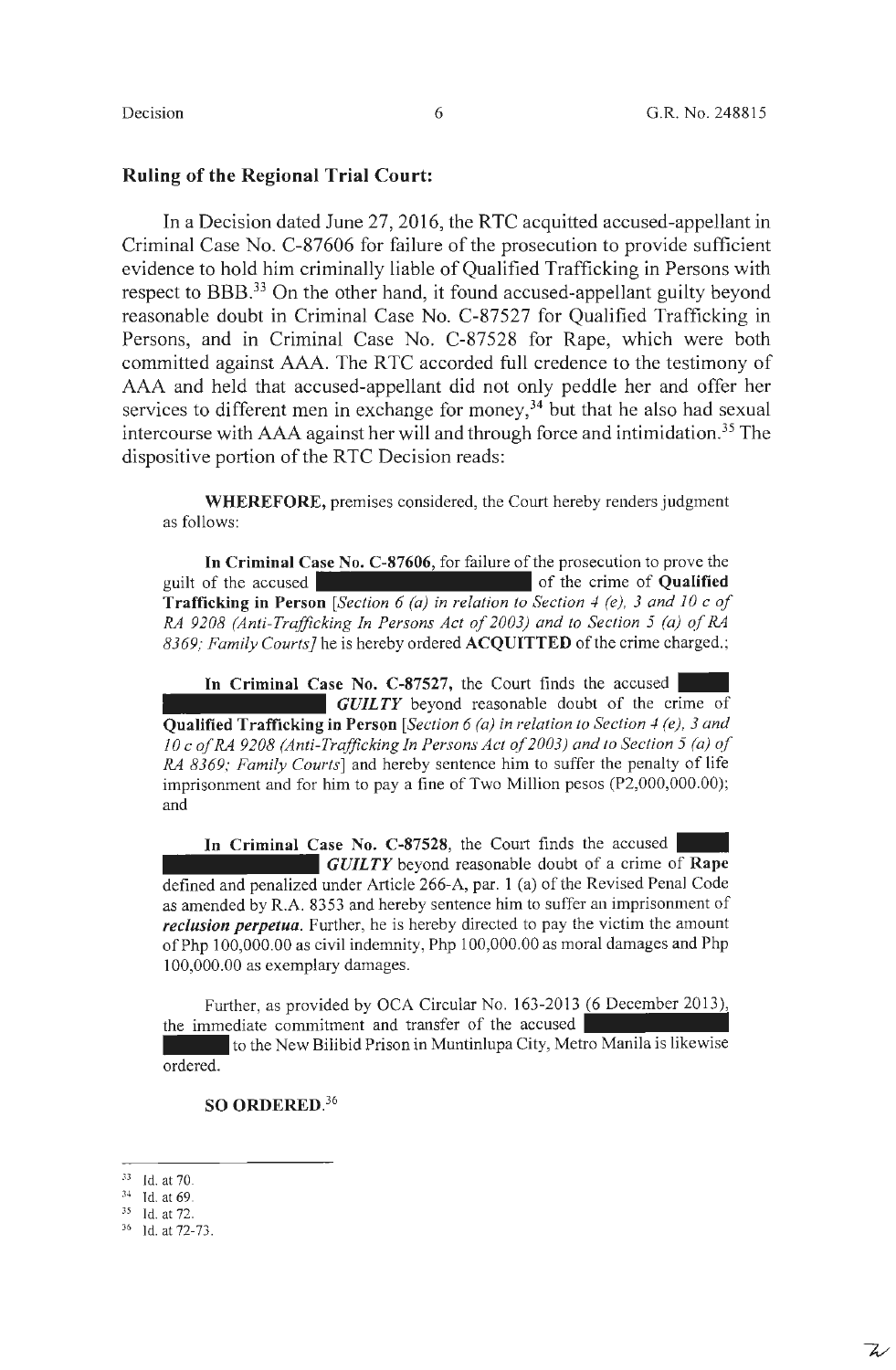**Ruling of the Regional Trial Court:**

In a Decision dated June 27, 2016, the RTC acquitted accused-appellant in Criminal Case No. C-87606 for failure of the prosecution to provide sufficient evidence to hold him criminally liable of Qualified Trafficking in Persons with respect to BBB.[33] On the other hand, it found accused-appellant guilty beyond reasonable doubt in Criminal Case No. C-87527 for Qualified Trafficking in Persons, and in Criminal Case No. C-87528 for Rape, which were both committed against AAA. The RTC accorded full credence to the testimony of AAA and held that accused-appellant did not only peddle her and offer her services to different men in exchange for money,[34] but that he also had sexual intercourse with AAA against her will and through force and intimidation.[35] The dispositive portion of the RTC Decision reads:

> **WHEREFORE,** premises considered, the Court hereby renders judgment as follows:
>
> **In Criminal Case No. C-87606**, for failure of the prosecution to prove the guilt of the accused ████████████ of the crime of **Qualified Trafficking in Person** [*Section 6 (a) in relation to Section 4 (e), 3 and 10 c of RA 9208 (Anti-Trafficking In Persons Act of 2003) and to Section 5 (a) of RA 8369; Family Courts*] he is hereby ordered **ACQUITTED** of the crime charged.;
>
> **In Criminal Case No. C-87527,** the Court finds the accused ████████████ ***GUILTY*** beyond reasonable doubt of the crime of **Qualified Trafficking in Person** [*Section 6 (a) in relation to Section 4 (e), 3 and 10 c of RA 9208 (Anti-Trafficking In Persons Act of 2003) and to Section 5 (a) of RA 8369; Family Courts*] and hereby sentence him to suffer the penalty of life imprisonment and for him to pay a fine of Two Million pesos (P2,000,000.00); and
>
> **In Criminal Case No. C-87528**, the Court finds the accused ████████████ ***GUILTY*** beyond reasonable doubt of a crime of **Rape** defined and penalized under Article 266-A, par. 1 (a) of the Revised Penal Code as amended by R.A. 8353 and hereby sentence him to suffer an imprisonment of ***reclusion perpetua***. Further, he is hereby directed to pay the victim the amount of Php 100,000.00 as civil indemnity, Php 100,000.00 as moral damages and Php 100,000.00 as exemplary damages.
>
> Further, as provided by OCA Circular No. 163-2013 (6 December 2013), the immediate commitment and transfer of the accused ████████████ to the New Bilibid Prison in Muntinlupa City, Metro Manila is likewise ordered.
>
> **SO ORDERED.**[36]

---

[33] Id. at 70.

[34] Id. at 69.

[35] Id. at 72.

[36] Id. at 72-73.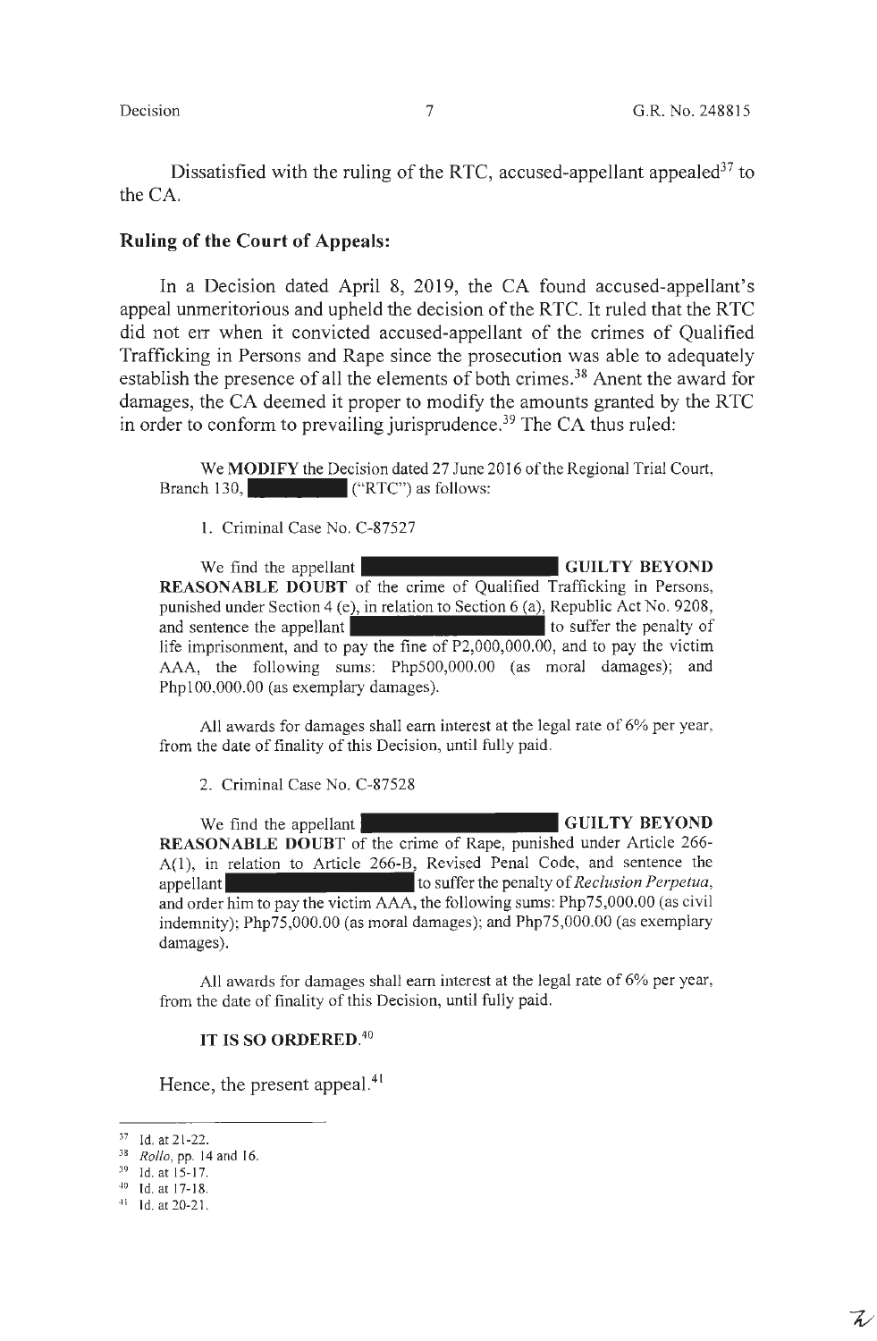Dissatisfied with the ruling of the RTC, accused-appellant appealed[37] to the CA.

## Ruling of the Court of Appeals:

In a Decision dated April 8, 2019, the CA found accused-appellant's appeal unmeritorious and upheld the decision of the RTC. It ruled that the RTC did not err when it convicted accused-appellant of the crimes of Qualified Trafficking in Persons and Rape since the prosecution was able to adequately establish the presence of all the elements of both crimes.[38] Anent the award for damages, the CA deemed it proper to modify the amounts granted by the RTC in order to conform to prevailing jurisprudence.[39] The CA thus ruled:

> We **MODIFY** the Decision dated 27 June 2016 of the Regional Trial Court, Branch 130, ██████ ("RTC") as follows:
>
> 1. Criminal Case No. C-87527
>
> We find the appellant ██████ **GUILTY BEYOND REASONABLE DOUBT** of the crime of Qualified Trafficking in Persons, punished under Section 4 (e), in relation to Section 6 (a), Republic Act No. 9208, and sentence the appellant ██████ to suffer the penalty of life imprisonment, and to pay the fine of P2,000,000.00, and to pay the victim AAA, the following sums: Php500,000.00 (as moral damages); and Php100,000.00 (as exemplary damages).
>
> All awards for damages shall earn interest at the legal rate of 6% per year, from the date of finality of this Decision, until fully paid.
>
> 2. Criminal Case No. C-87528
>
> We find the appellant ██████ **GUILTY BEYOND REASONABLE DOUBT** of the crime of Rape, punished under Article 266-A(1), in relation to Article 266-B, Revised Penal Code, and sentence the appellant ██████ to suffer the penalty of *Reclusion Perpetua*, and order him to pay the victim AAA, the following sums: Php75,000.00 (as civil indemnity); Php75,000.00 (as moral damages); and Php75,000.00 (as exemplary damages).
>
> All awards for damages shall earn interest at the legal rate of 6% per year, from the date of finality of this Decision, until fully paid.
>
> **IT IS SO ORDERED.**[40]

Hence, the present appeal.[41]

---

[37] Id. at 21-22.
[38] *Rollo*, pp. 14 and 16.
[39] Id. at 15-17.
[40] Id. at 17-18.
[41] Id. at 20-21.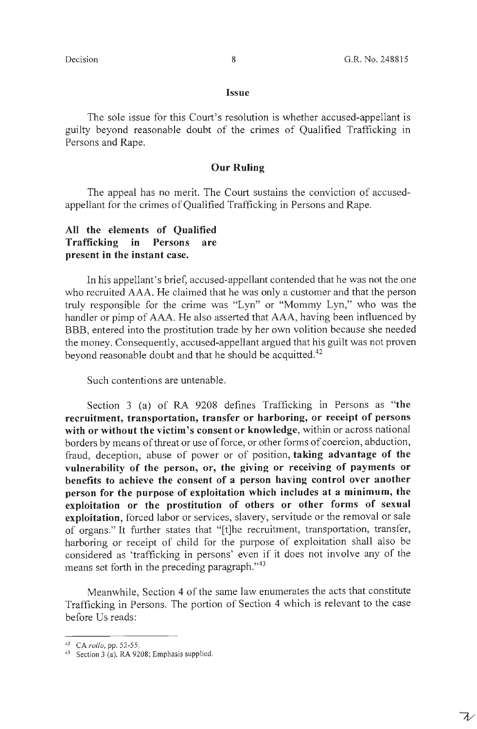## Issue

The sole issue for this Court's resolution is whether accused-appellant is guilty beyond reasonable doubt of the crimes of Qualified Trafficking in Persons and Rape.

## Our Ruling

The appeal has no merit. The Court sustains the conviction of accused-appellant for the crimes of Qualified Trafficking in Persons and Rape.

### All the elements of Qualified Trafficking in Persons are present in the instant case.

In his appellant's brief, accused-appellant contended that he was not the one who recruited AAA. He claimed that he was only a customer and that the person truly responsible for the crime was "Lyn" or "Mommy Lyn," who was the handler or pimp of AAA. He also asserted that AAA, having been influenced by BBB, entered into the prostitution trade by her own volition because she needed the money. Consequently, accused-appellant argued that his guilt was not proven beyond reasonable doubt and that he should be acquitted.[42]

Such contentions are untenable.

Section 3 (a) of RA 9208 defines Trafficking in Persons as "**the recruitment, transportation, transfer or harboring, or receipt of persons with or without the victim's consent or knowledge**, within or across national borders by means of threat or use of force, or other forms of coercion, abduction, fraud, deception, abuse of power or of position, **taking advantage of the vulnerability of the person, or, the giving or receiving of payments or benefits to achieve the consent of a person having control over another person for the purpose of exploitation which includes at a minimum, the exploitation or the prostitution of others or other forms of sexual exploitation**, forced labor or services, slavery, servitude or the removal or sale of organs." It further states that "[t]he recruitment, transportation, transfer, harboring or receipt of child for the purpose of exploitation shall also be considered as 'trafficking in persons' even if it does not involve any of the means set forth in the preceding paragraph."[43]

Meanwhile, Section 4 of the same law enumerates the acts that constitute Trafficking in Persons. The portion of Section 4 which is relevant to the case before Us reads:

---

[42] CA *rollo*, pp. 52-55.

[43] Section 3 (a), RA 9208; Emphasis supplied.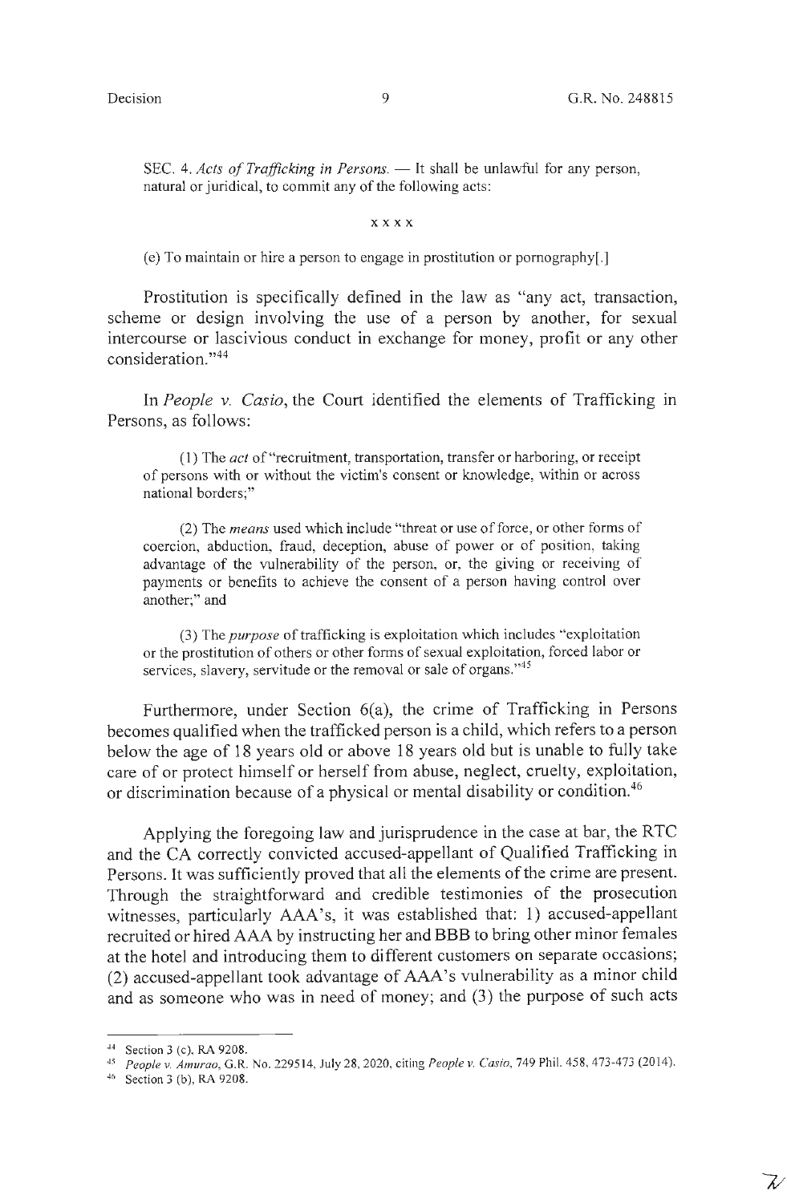SEC. 4. *Acts of Trafficking in Persons.* — It shall be unlawful for any person, natural or juridical, to commit any of the following acts:

x x x x

(e) To maintain or hire a person to engage in prostitution or pornography[.]

Prostitution is specifically defined in the law as "any act, transaction, scheme or design involving the use of a person by another, for sexual intercourse or lascivious conduct in exchange for money, profit or any other consideration."[44]

In *People v. Casio*, the Court identified the elements of Trafficking in Persons, as follows:

(1) The *act* of "recruitment, transportation, transfer or harboring, or receipt of persons with or without the victim's consent or knowledge, within or across national borders;"

(2) The *means* used which include "threat or use of force, or other forms of coercion, abduction, fraud, deception, abuse of power or of position, taking advantage of the vulnerability of the person, or, the giving or receiving of payments or benefits to achieve the consent of a person having control over another;" and

(3) The *purpose* of trafficking is exploitation which includes "exploitation or the prostitution of others or other forms of sexual exploitation, forced labor or services, slavery, servitude or the removal or sale of organs."[45]

Furthermore, under Section 6(a), the crime of Trafficking in Persons becomes qualified when the trafficked person is a child, which refers to a person below the age of 18 years old or above 18 years old but is unable to fully take care of or protect himself or herself from abuse, neglect, cruelty, exploitation, or discrimination because of a physical or mental disability or condition.[46]

Applying the foregoing law and jurisprudence in the case at bar, the RTC and the CA correctly convicted accused-appellant of Qualified Trafficking in Persons. It was sufficiently proved that all the elements of the crime are present. Through the straightforward and credible testimonies of the prosecution witnesses, particularly AAA's, it was established that: 1) accused-appellant recruited or hired AAA by instructing her and BBB to bring other minor females at the hotel and introducing them to different customers on separate occasions; (2) accused-appellant took advantage of AAA's vulnerability as a minor child and as someone who was in need of money; and (3) the purpose of such acts

---

[44] Section 3 (c), RA 9208.

[45] *People v. Amurao*, G.R. No. 229514, July 28, 2020, citing *People v. Casio*, 749 Phil. 458, 473-473 (2014).

[46] Section 3 (b), RA 9208.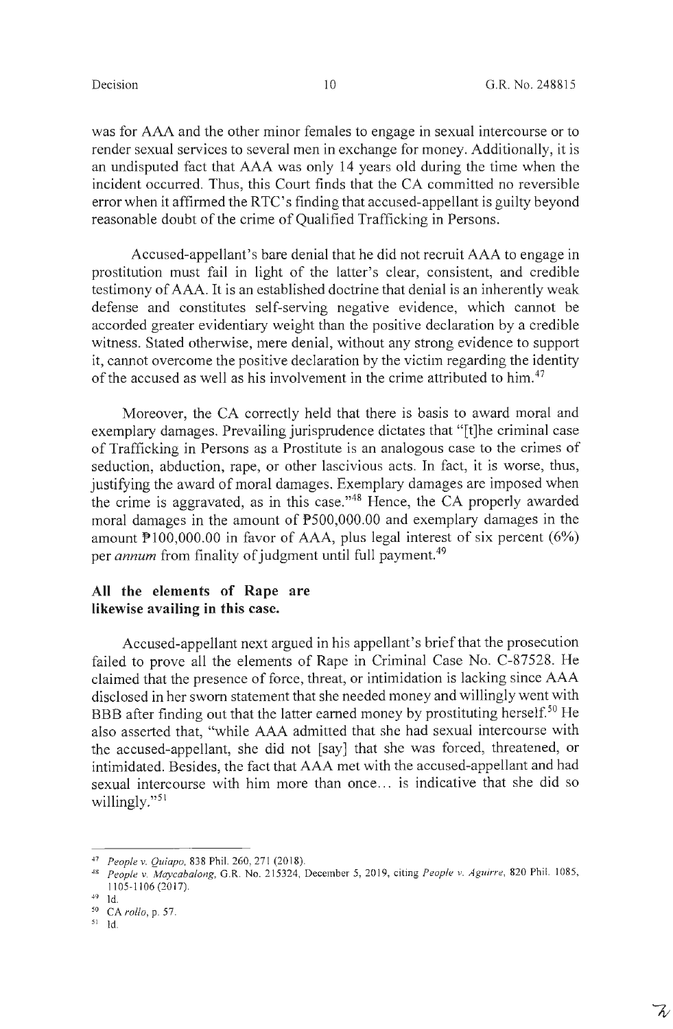was for AAA and the other minor females to engage in sexual intercourse or to render sexual services to several men in exchange for money. Additionally, it is an undisputed fact that AAA was only 14 years old during the time when the incident occurred. Thus, this Court finds that the CA committed no reversible error when it affirmed the RTC's finding that accused-appellant is guilty beyond reasonable doubt of the crime of Qualified Trafficking in Persons.

Accused-appellant's bare denial that he did not recruit AAA to engage in prostitution must fail in light of the latter's clear, consistent, and credible testimony of AAA. It is an established doctrine that denial is an inherently weak defense and constitutes self-serving negative evidence, which cannot be accorded greater evidentiary weight than the positive declaration by a credible witness. Stated otherwise, mere denial, without any strong evidence to support it, cannot overcome the positive declaration by the victim regarding the identity of the accused as well as his involvement in the crime attributed to him.[47]

Moreover, the CA correctly held that there is basis to award moral and exemplary damages. Prevailing jurisprudence dictates that "[t]he criminal case of Trafficking in Persons as a Prostitute is an analogous case to the crimes of seduction, abduction, rape, or other lascivious acts. In fact, it is worse, thus, justifying the award of moral damages. Exemplary damages are imposed when the crime is aggravated, as in this case."[48] Hence, the CA properly awarded moral damages in the amount of ₱500,000.00 and exemplary damages in the amount ₱100,000.00 in favor of AAA, plus legal interest of six percent (6%) per *annum* from finality of judgment until full payment.[49]

**All the elements of Rape are likewise availing in this case.**

Accused-appellant next argued in his appellant's brief that the prosecution failed to prove all the elements of Rape in Criminal Case No. C-87528. He claimed that the presence of force, threat, or intimidation is lacking since AAA disclosed in her sworn statement that she needed money and willingly went with BBB after finding out that the latter earned money by prostituting herself.[50] He also asserted that, "while AAA admitted that she had sexual intercourse with the accused-appellant, she did not [say] that she was forced, threatened, or intimidated. Besides, the fact that AAA met with the accused-appellant and had sexual intercourse with him more than once... is indicative that she did so willingly."[51]

---

[47] *People v. Quiapo*, 838 Phil. 260, 271 (2018).

[48] *People v. Maycabalong*, G.R. No. 215324, December 5, 2019, citing *People v. Aguirre*, 820 Phil. 1085, 1105-1106 (2017).

[49] Id.

[50] CA *rollo*, p. 57.

[51] Id.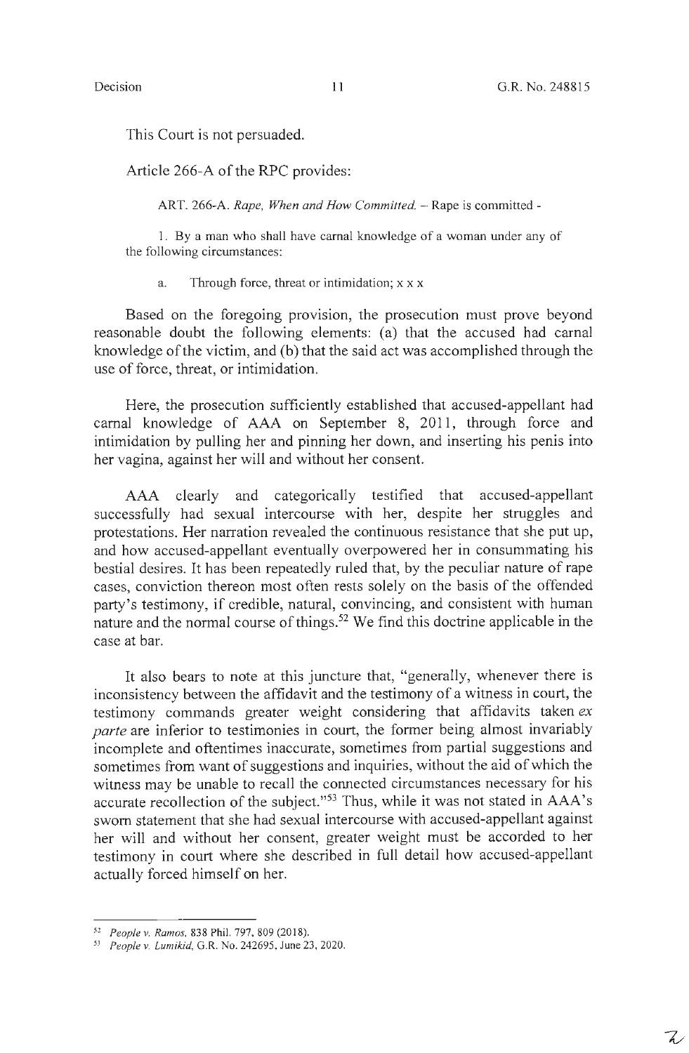This Court is not persuaded.

Article 266-A of the RPC provides:

> ART. 266-A. *Rape, When and How Committed.* – Rape is committed -
>
> 1. By a man who shall have carnal knowledge of a woman under any of the following circumstances:
>
> a. Through force, threat or intimidation; x x x

Based on the foregoing provision, the prosecution must prove beyond reasonable doubt the following elements: (a) that the accused had carnal knowledge of the victim, and (b) that the said act was accomplished through the use of force, threat, or intimidation.

Here, the prosecution sufficiently established that accused-appellant had carnal knowledge of AAA on September 8, 2011, through force and intimidation by pulling her and pinning her down, and inserting his penis into her vagina, against her will and without her consent.

AAA clearly and categorically testified that accused-appellant successfully had sexual intercourse with her, despite her struggles and protestations. Her narration revealed the continuous resistance that she put up, and how accused-appellant eventually overpowered her in consummating his bestial desires. It has been repeatedly ruled that, by the peculiar nature of rape cases, conviction thereon most often rests solely on the basis of the offended party's testimony, if credible, natural, convincing, and consistent with human nature and the normal course of things.[52] We find this doctrine applicable in the case at bar.

It also bears to note at this juncture that, "generally, whenever there is inconsistency between the affidavit and the testimony of a witness in court, the testimony commands greater weight considering that affidavits taken *ex parte* are inferior to testimonies in court, the former being almost invariably incomplete and oftentimes inaccurate, sometimes from partial suggestions and sometimes from want of suggestions and inquiries, without the aid of which the witness may be unable to recall the connected circumstances necessary for his accurate recollection of the subject."[53] Thus, while it was not stated in AAA's sworn statement that she had sexual intercourse with accused-appellant against her will and without her consent, greater weight must be accorded to her testimony in court where she described in full detail how accused-appellant actually forced himself on her.

---

[52] *People v. Ramos*, 838 Phil. 797, 809 (2018).

[53] *People v. Lumikid*, G.R. No. 242695, June 23, 2020.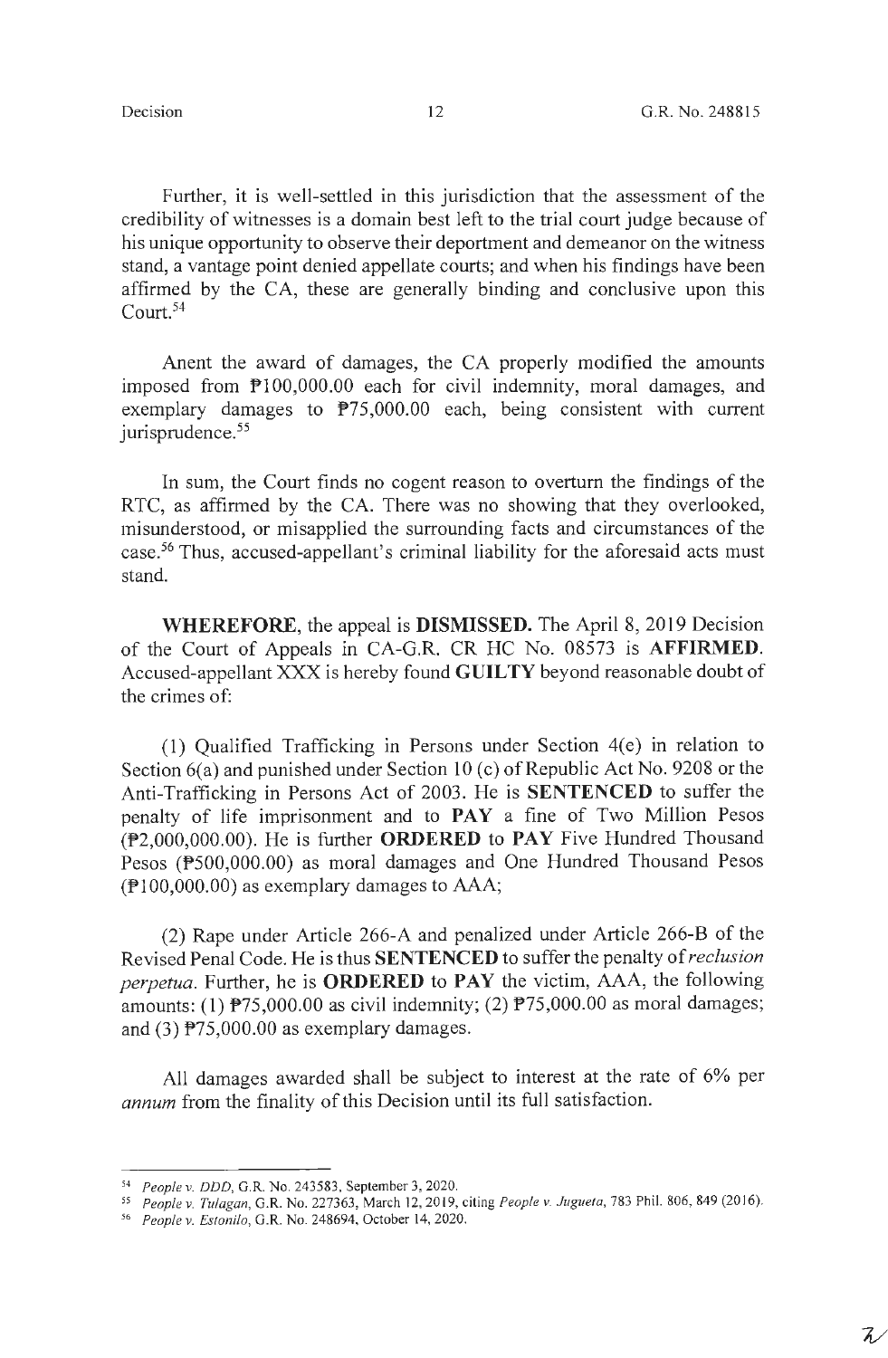Further, it is well-settled in this jurisdiction that the assessment of the credibility of witnesses is a domain best left to the trial court judge because of his unique opportunity to observe their deportment and demeanor on the witness stand, a vantage point denied appellate courts; and when his findings have been affirmed by the CA, these are generally binding and conclusive upon this Court.[54]

Anent the award of damages, the CA properly modified the amounts imposed from ₱100,000.00 each for civil indemnity, moral damages, and exemplary damages to ₱75,000.00 each, being consistent with current jurisprudence.[55]

In sum, the Court finds no cogent reason to overturn the findings of the RTC, as affirmed by the CA. There was no showing that they overlooked, misunderstood, or misapplied the surrounding facts and circumstances of the case.[56] Thus, accused-appellant's criminal liability for the aforesaid acts must stand.

**WHEREFORE**, the appeal is **DISMISSED.** The April 8, 2019 Decision of the Court of Appeals in CA-G.R. CR HC No. 08573 is **AFFIRMED**. Accused-appellant XXX is hereby found **GUILTY** beyond reasonable doubt of the crimes of:

(1) Qualified Trafficking in Persons under Section 4(e) in relation to Section 6(a) and punished under Section 10 (c) of Republic Act No. 9208 or the Anti-Trafficking in Persons Act of 2003. He is **SENTENCED** to suffer the penalty of life imprisonment and to **PAY** a fine of Two Million Pesos (₱2,000,000.00). He is further **ORDERED** to **PAY** Five Hundred Thousand Pesos (₱500,000.00) as moral damages and One Hundred Thousand Pesos (₱100,000.00) as exemplary damages to AAA;

(2) Rape under Article 266-A and penalized under Article 266-B of the Revised Penal Code. He is thus **SENTENCED** to suffer the penalty of *reclusion perpetua*. Further, he is **ORDERED** to **PAY** the victim, AAA, the following amounts: (1) ₱75,000.00 as civil indemnity; (2) ₱75,000.00 as moral damages; and (3) ₱75,000.00 as exemplary damages.

All damages awarded shall be subject to interest at the rate of 6% per *annum* from the finality of this Decision until its full satisfaction.

---

[54] *People v. DDD*, G.R. No. 243583, September 3, 2020.

[55] *People v. Tulagan*, G.R. No. 227363, March 12, 2019, citing *People v. Jugueta*, 783 Phil. 806, 849 (2016).

[56] *People v. Estonilo*, G.R. No. 248694, October 14, 2020.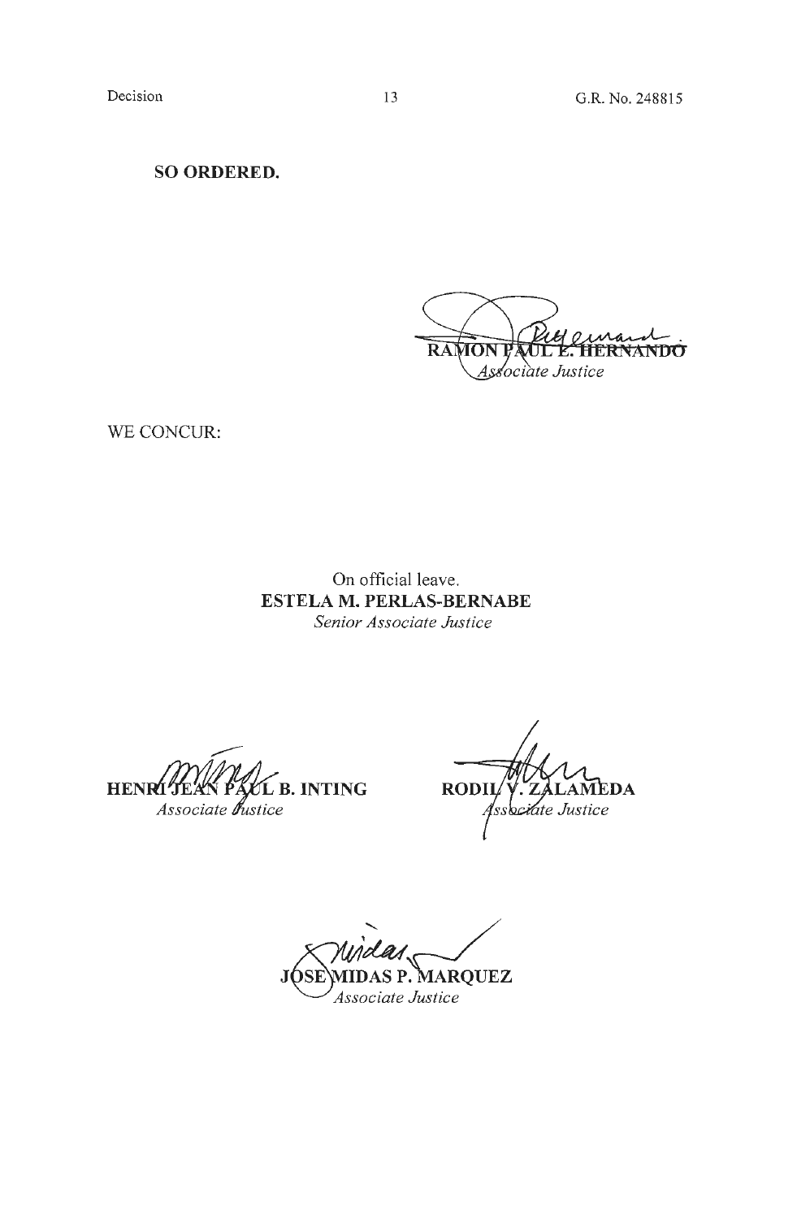**SO ORDERED.**

**RAMON PAUL L. HERNANDO**
*Associate Justice*

WE CONCUR:

On official leave.
**ESTELA M. PERLAS-BERNABE**
*Senior Associate Justice*

**HENRI JEAN PAUL B. INTING**
*Associate Justice*

**RODIL V. ZALAMEDA**
*Associate Justice*

**JOSE MIDAS P. MARQUEZ**
*Associate Justice*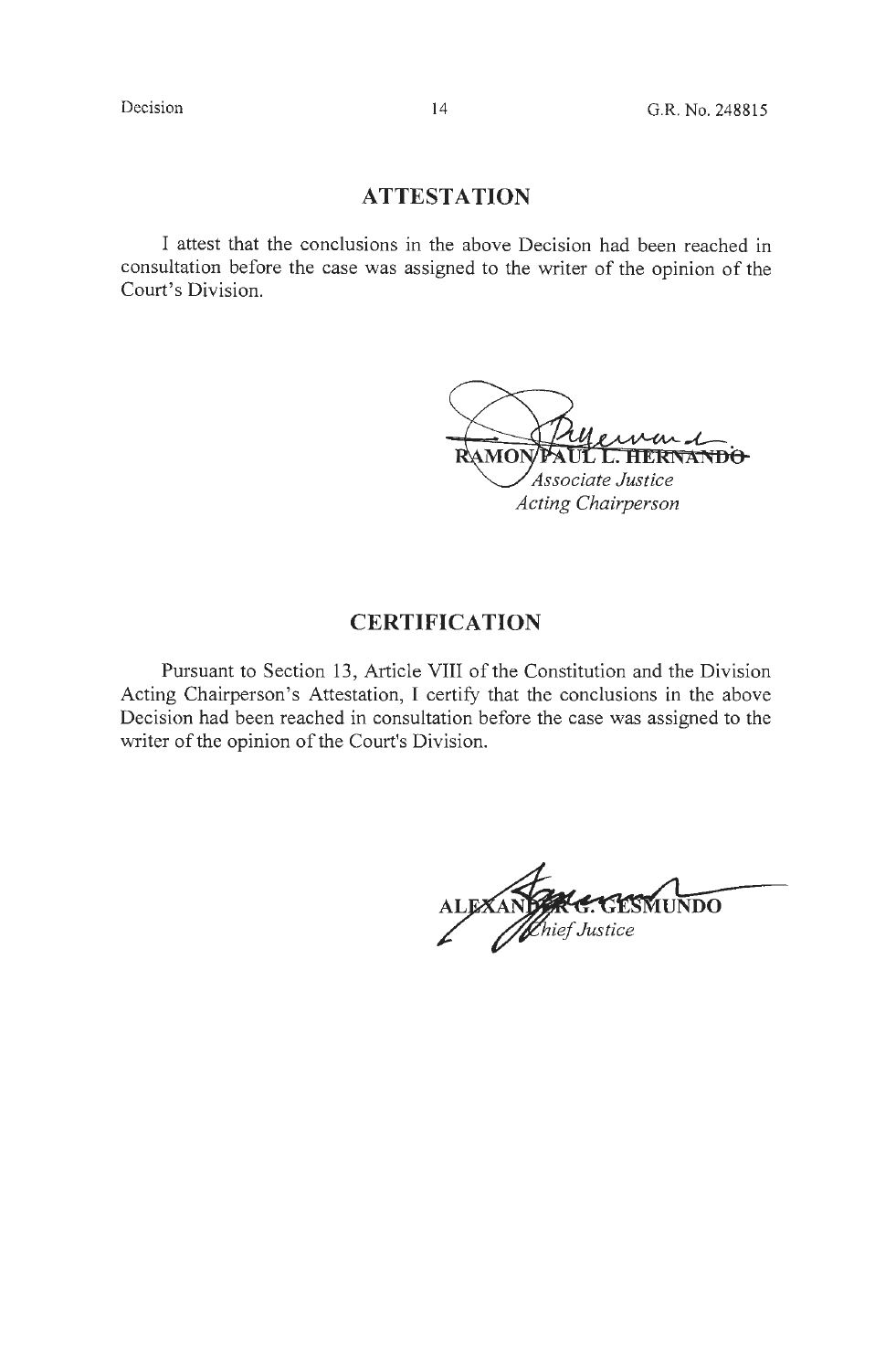## ATTESTATION

I attest that the conclusions in the above Decision had been reached in consultation before the case was assigned to the writer of the opinion of the Court's Division.

**RAMON PAUL L. HERNANDO**
*Associate Justice*
*Acting Chairperson*

## CERTIFICATION

Pursuant to Section 13, Article VIII of the Constitution and the Division Acting Chairperson's Attestation, I certify that the conclusions in the above Decision had been reached in consultation before the case was assigned to the writer of the opinion of the Court's Division.

**ALEXANDER G. GESMUNDO**
*Chief Justice*